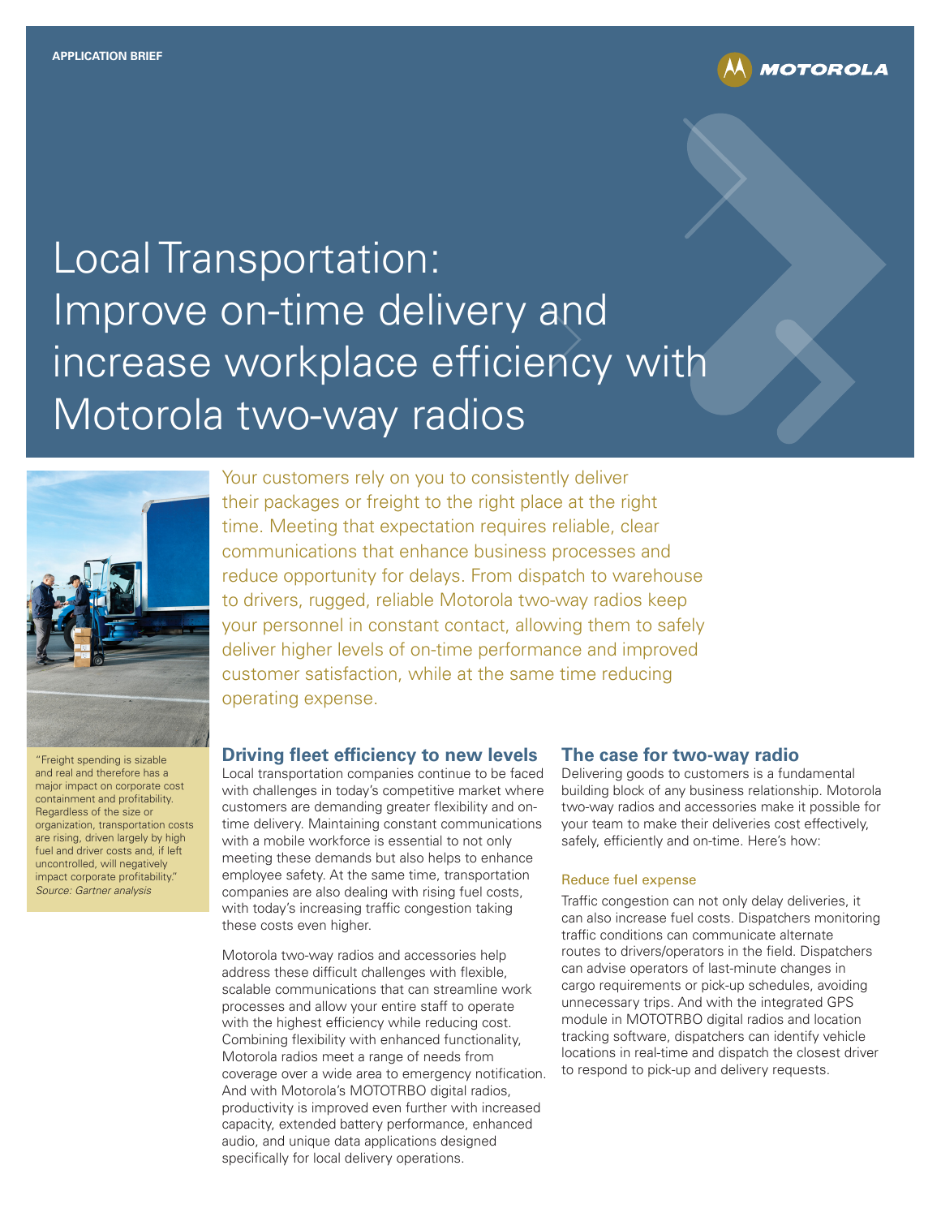APPLICATION BRIEF

# Local Transportation: Improve on-time delivery and increase workplace efficiency with Motorola two-way radios

Your customers rely on you to consistently deliver their packages or freight to the right place at the right time. Meeting that expectation requires reliable, clear communications that enhance business processes and reduce opportunity for delays. From dispatch to warehouse to drivers, rugged, reliable Motorola two-way radios keep your personnel in constant contact, allowing them to safely deliver higher levels of on-time performance and improved customer satisfaction, while at the same time reducing operating expense.

"Freight spending is sizable and real and therefore has a major impact on corporate cost containment and profitability. Regardless of the size or organization, transportation costs are rising, driven largely by high fuel and driver costs and, if left uncontrolled, will negatively impact corporate profitability."
*Source: Gartner analysis*

## Driving fleet efficiency to new levels

Local transportation companies continue to be faced with challenges in today's competitive market where customers are demanding greater flexibility and on-time delivery. Maintaining constant communications with a mobile workforce is essential to not only meeting these demands but also helps to enhance employee safety. At the same time, transportation companies are also dealing with rising fuel costs, with today's increasing traffic congestion taking these costs even higher.

Motorola two-way radios and accessories help address these difficult challenges with flexible, scalable communications that can streamline work processes and allow your entire staff to operate with the highest efficiency while reducing cost. Combining flexibility with enhanced functionality, Motorola radios meet a range of needs from coverage over a wide area to emergency notification. And with Motorola's MOTOTRBO digital radios, productivity is improved even further with increased capacity, extended battery performance, enhanced audio, and unique data applications designed specifically for local delivery operations.

## The case for two-way radio

Delivering goods to customers is a fundamental building block of any business relationship. Motorola two-way radios and accessories make it possible for your team to make their deliveries cost effectively, safely, efficiently and on-time. Here's how:

### Reduce fuel expense

Traffic congestion can not only delay deliveries, it can also increase fuel costs. Dispatchers monitoring traffic conditions can communicate alternate routes to drivers/operators in the field. Dispatchers can advise operators of last-minute changes in cargo requirements or pick-up schedules, avoiding unnecessary trips. And with the integrated GPS module in MOTOTRBO digital radios and location tracking software, dispatchers can identify vehicle locations in real-time and dispatch the closest driver to respond to pick-up and delivery requests.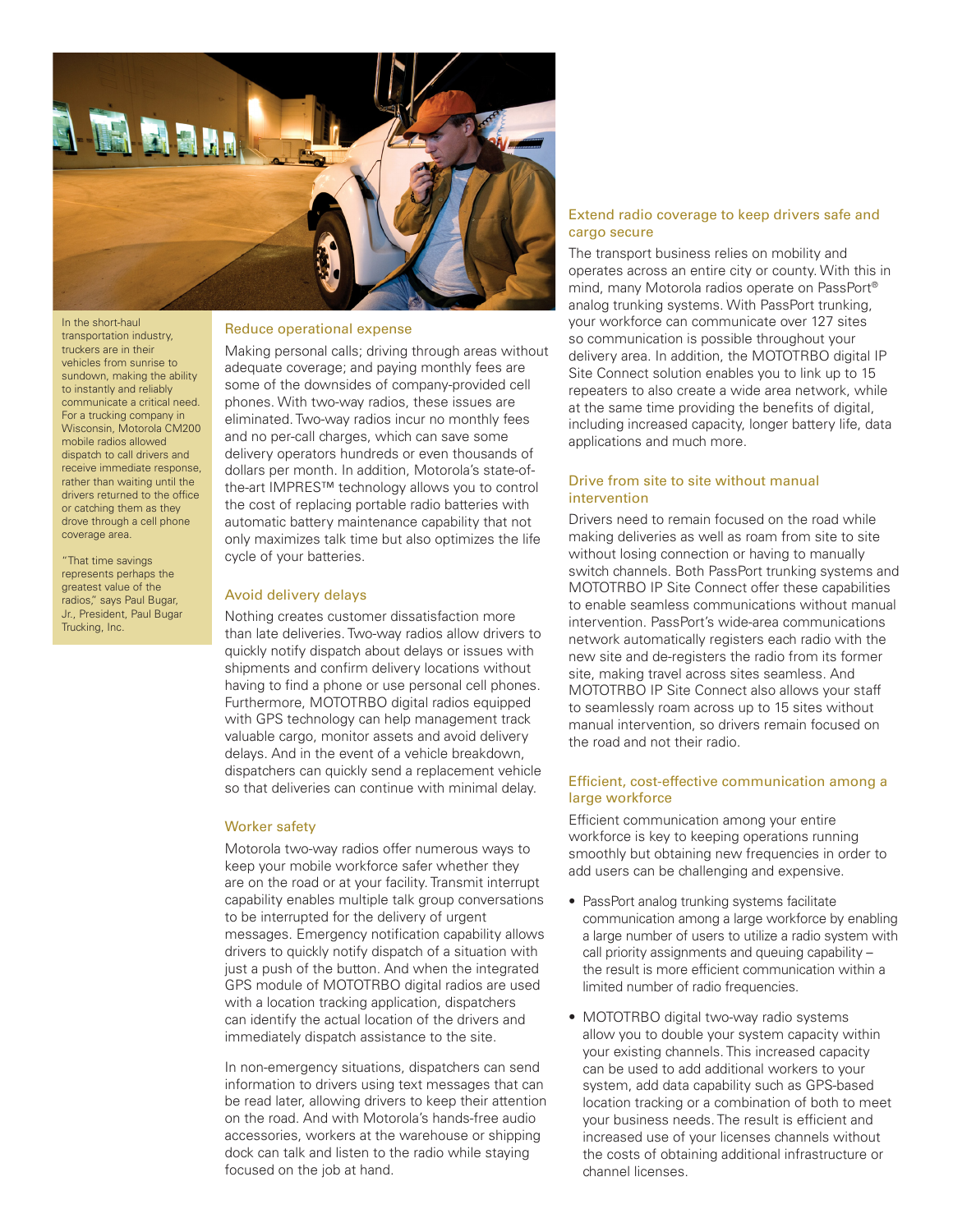In the short-haul transportation industry, truckers are in their vehicles from sunrise to sundown, making the ability to instantly and reliably communicate a critical need. For a trucking company in Wisconsin, Motorola CM200 mobile radios allowed dispatch to call drivers and receive immediate response, rather than waiting until the drivers returned to the office or catching them as they drove through a cell phone coverage area.

"That time savings represents perhaps the greatest value of the radios," says Paul Bugar, Jr., President, Paul Bugar Trucking, Inc.

## Reduce operational expense

Making personal calls; driving through areas without adequate coverage; and paying monthly fees are some of the downsides of company-provided cell phones. With two-way radios, these issues are eliminated. Two-way radios incur no monthly fees and no per-call charges, which can save some delivery operators hundreds or even thousands of dollars per month. In addition, Motorola's state-of-the-art IMPRES™ technology allows you to control the cost of replacing portable radio batteries with automatic battery maintenance capability that not only maximizes talk time but also optimizes the life cycle of your batteries.

## Avoid delivery delays

Nothing creates customer dissatisfaction more than late deliveries. Two-way radios allow drivers to quickly notify dispatch about delays or issues with shipments and confirm delivery locations without having to find a phone or use personal cell phones. Furthermore, MOTOTRBO digital radios equipped with GPS technology can help management track valuable cargo, monitor assets and avoid delivery delays. And in the event of a vehicle breakdown, dispatchers can quickly send a replacement vehicle so that deliveries can continue with minimal delay.

## Worker safety

Motorola two-way radios offer numerous ways to keep your mobile workforce safer whether they are on the road or at your facility. Transmit interrupt capability enables multiple talk group conversations to be interrupted for the delivery of urgent messages. Emergency notification capability allows drivers to quickly notify dispatch of a situation with just a push of the button. And when the integrated GPS module of MOTOTRBO digital radios are used with a location tracking application, dispatchers can identify the actual location of the drivers and immediately dispatch assistance to the site.

In non-emergency situations, dispatchers can send information to drivers using text messages that can be read later, allowing drivers to keep their attention on the road. And with Motorola's hands-free audio accessories, workers at the warehouse or shipping dock can talk and listen to the radio while staying focused on the job at hand.

## Extend radio coverage to keep drivers safe and cargo secure

The transport business relies on mobility and operates across an entire city or county. With this in mind, many Motorola radios operate on PassPort® analog trunking systems. With PassPort trunking, your workforce can communicate over 127 sites so communication is possible throughout your delivery area. In addition, the MOTOTRBO digital IP Site Connect solution enables you to link up to 15 repeaters to also create a wide area network, while at the same time providing the benefits of digital, including increased capacity, longer battery life, data applications and much more.

## Drive from site to site without manual intervention

Drivers need to remain focused on the road while making deliveries as well as roam from site to site without losing connection or having to manually switch channels. Both PassPort trunking systems and MOTOTRBO IP Site Connect offer these capabilities to enable seamless communications without manual intervention. PassPort's wide-area communications network automatically registers each radio with the new site and de-registers the radio from its former site, making travel across sites seamless. And MOTOTRBO IP Site Connect also allows your staff to seamlessly roam across up to 15 sites without manual intervention, so drivers remain focused on the road and not their radio.

## Efficient, cost-effective communication among a large workforce

Efficient communication among your entire workforce is key to keeping operations running smoothly but obtaining new frequencies in order to add users can be challenging and expensive.

- PassPort analog trunking systems facilitate communication among a large workforce by enabling a large number of users to utilize a radio system with call priority assignments and queuing capability – the result is more efficient communication within a limited number of radio frequencies.
- MOTOTRBO digital two-way radio systems allow you to double your system capacity within your existing channels. This increased capacity can be used to add additional workers to your system, add data capability such as GPS-based location tracking or a combination of both to meet your business needs. The result is efficient and increased use of your licenses channels without the costs of obtaining additional infrastructure or channel licenses.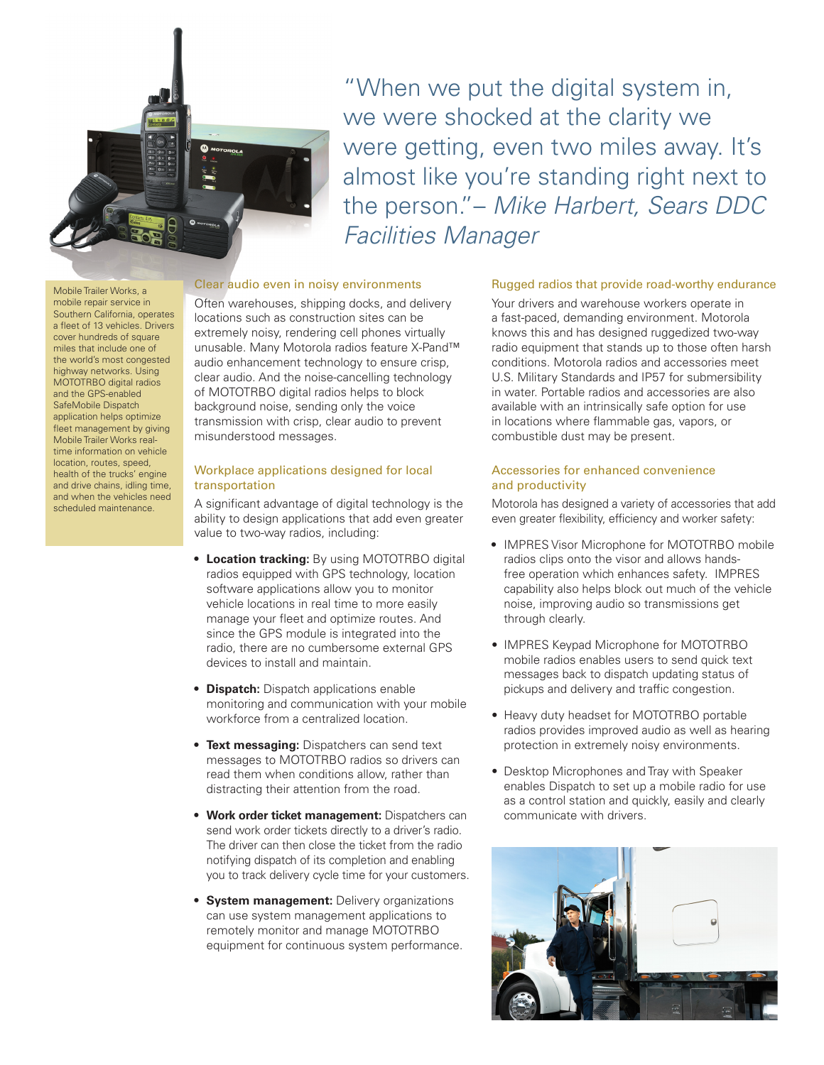"When we put the digital system in, we were shocked at the clarity we were getting, even two miles away. It's almost like you're standing right next to the person." – *Mike Harbert, Sears DDC Facilities Manager*

Mobile Trailer Works, a mobile repair service in Southern California, operates a fleet of 13 vehicles. Drivers cover hundreds of square miles that include one of the world's most congested highway networks. Using MOTOTRBO digital radios and the GPS-enabled SafeMobile Dispatch application helps optimize fleet management by giving Mobile Trailer Works real-time information on vehicle location, routes, speed, health of the trucks' engine and drive chains, idling time, and when the vehicles need scheduled maintenance.

## Clear audio even in noisy environments

Often warehouses, shipping docks, and delivery locations such as construction sites can be extremely noisy, rendering cell phones virtually unusable. Many Motorola radios feature X-Pand™ audio enhancement technology to ensure crisp, clear audio. And the noise-cancelling technology of MOTOTRBO digital radios helps to block background noise, sending only the voice transmission with crisp, clear audio to prevent misunderstood messages.

## Workplace applications designed for local transportation

A significant advantage of digital technology is the ability to design applications that add even greater value to two-way radios, including:

- **Location tracking:** By using MOTOTRBO digital radios equipped with GPS technology, location software applications allow you to monitor vehicle locations in real time to more easily manage your fleet and optimize routes. And since the GPS module is integrated into the radio, there are no cumbersome external GPS devices to install and maintain.
- **Dispatch:** Dispatch applications enable monitoring and communication with your mobile workforce from a centralized location.
- **Text messaging:** Dispatchers can send text messages to MOTOTRBO radios so drivers can read them when conditions allow, rather than distracting their attention from the road.
- **Work order ticket management:** Dispatchers can send work order tickets directly to a driver's radio. The driver can then close the ticket from the radio notifying dispatch of its completion and enabling you to track delivery cycle time for your customers.
- **System management:** Delivery organizations can use system management applications to remotely monitor and manage MOTOTRBO equipment for continuous system performance.

## Rugged radios that provide road-worthy endurance

Your drivers and warehouse workers operate in a fast-paced, demanding environment. Motorola knows this and has designed ruggedized two-way radio equipment that stands up to those often harsh conditions. Motorola radios and accessories meet U.S. Military Standards and IP57 for submersibility in water. Portable radios and accessories are also available with an intrinsically safe option for use in locations where flammable gas, vapors, or combustible dust may be present.

## Accessories for enhanced convenience and productivity

Motorola has designed a variety of accessories that add even greater flexibility, efficiency and worker safety:

- IMPRES Visor Microphone for MOTOTRBO mobile radios clips onto the visor and allows hands-free operation which enhances safety. IMPRES capability also helps block out much of the vehicle noise, improving audio so transmissions get through clearly.
- IMPRES Keypad Microphone for MOTOTRBO mobile radios enables users to send quick text messages back to dispatch updating status of pickups and delivery and traffic congestion.
- Heavy duty headset for MOTOTRBO portable radios provides improved audio as well as hearing protection in extremely noisy environments.
- Desktop Microphones and Tray with Speaker enables Dispatch to set up a mobile radio for use as a control station and quickly, easily and clearly communicate with drivers.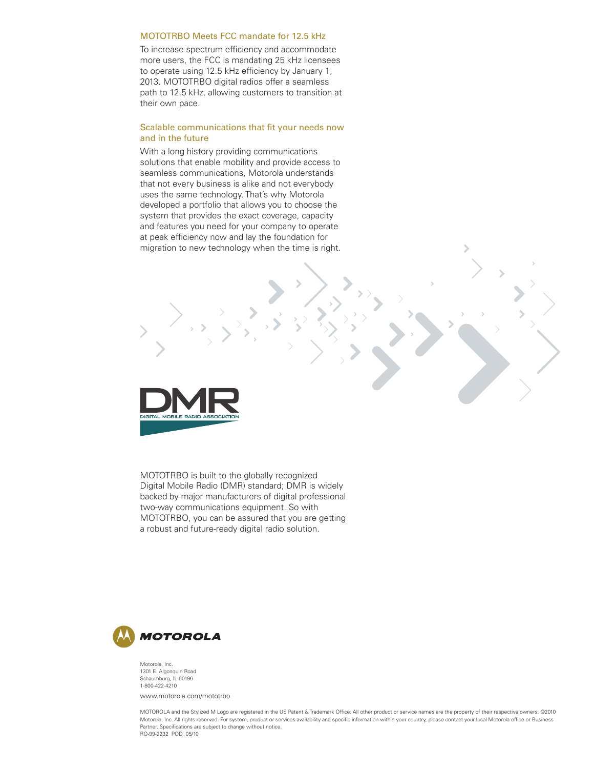## MOTOTRBO Meets FCC mandate for 12.5 kHz

To increase spectrum efficiency and accommodate more users, the FCC is mandating 25 kHz licensees to operate using 12.5 kHz efficiency by January 1, 2013. MOTOTRBO digital radios offer a seamless path to 12.5 kHz, allowing customers to transition at their own pace.

## Scalable communications that fit your needs now and in the future

With a long history providing communications solutions that enable mobility and provide access to seamless communications, Motorola understands that not every business is alike and not everybody uses the same technology. That's why Motorola developed a portfolio that allows you to choose the system that provides the exact coverage, capacity and features you need for your company to operate at peak efficiency now and lay the foundation for migration to new technology when the time is right.

DMR
DIGITAL MOBILE RADIO ASSOCIATION

MOTOTRBO is built to the globally recognized Digital Mobile Radio (DMR) standard; DMR is widely backed by major manufacturers of digital professional two-way communications equipment. So with MOTOTRBO, you can be assured that you are getting a robust and future-ready digital radio solution.

MOTOROLA

Motorola, Inc.
1301 E. Algonquin Road
Schaumburg, IL 60196
1-800-422-4210

www.motorola.com/mototrbo

MOTOROLA and the Stylized M Logo are registered in the US Patent & Trademark Office. All other product or service names are the property of their respective owners. ©2010 Motorola, Inc. All rights reserved. For system, product or services availability and specific information within your country, please contact your local Motorola office or Business Partner. Specifications are subject to change without notice.
RO-99-2232 POD 05/10